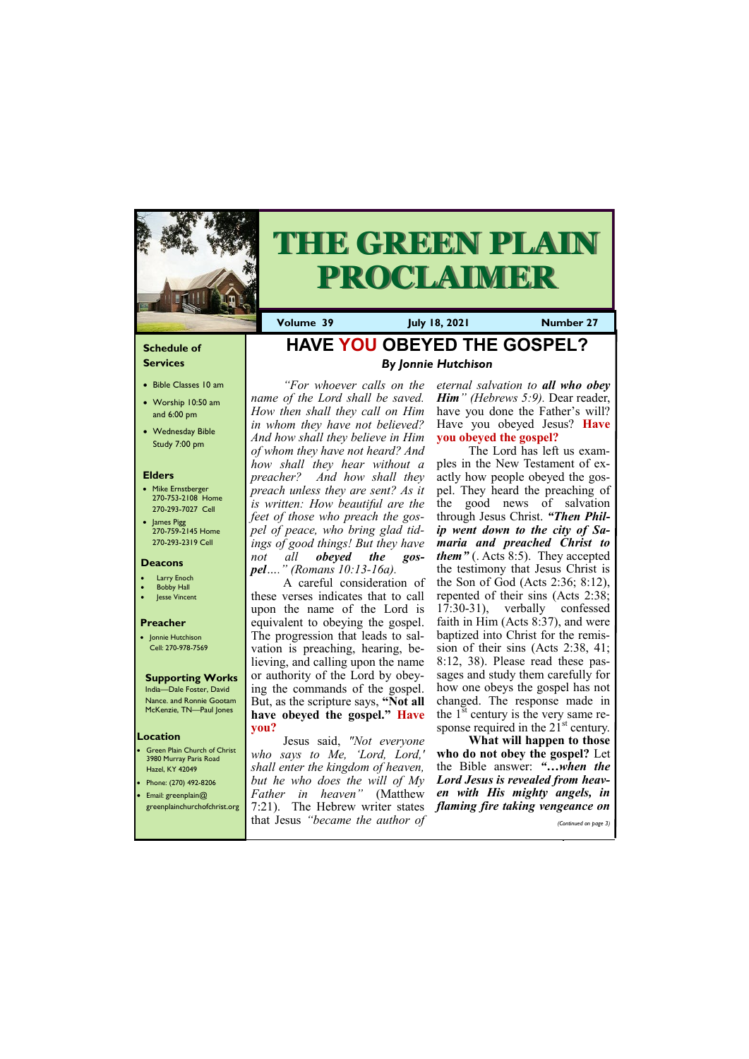# THE GREEN PLAIN PROCLAIMER

**Volume 39** | **July 18, 2021** | **Number 27**

## Schedule of Services

- Bible Classes 10 am
- Worship 10:50 am and 6:00 pm
- Wednesday Bible Study 7:00 pm

## Elders

- Mike Ernstberger 270-753-2108 Home 270-293-7027 Cell
- James Pigg 270-759-2145 Home 270-293-2319 Cell

## Deacons

- Larry Enoch
- Bobby Hall
- Jesse Vincent

## Preacher

- Jonnie Hutchison Cell: 270-978-7569

## Supporting Works

India—Dale Foster, David Nance. and Ronnie Gootam McKenzie, TN—Paul Jones

## Location

- Green Plain Church of Christ 3980 Murray Paris Road Hazel, KY 42049
- Phone: (270) 492-8206
- Email: greenplain@greenplainchurchofchrist.org

# HAVE YOU OBEYED THE GOSPEL?

***By Jonnie Hutchison***

*"For whoever calls on the name of the Lord shall be saved. How then shall they call on Him in whom they have not believed? And how shall they believe in Him of whom they have not heard? And how shall they hear without a preacher? And how shall they preach unless they are sent? As it is written: How beautiful are the feet of those who preach the gospel of peace, who bring glad tidings of good things! But they have not all* ***obeyed the gospel****…." (Romans 10:13-16a).*

A careful consideration of these verses indicates that to call upon the name of the Lord is equivalent to obeying the gospel. The progression that leads to salvation is preaching, hearing, believing, and calling upon the name or authority of the Lord by obeying the commands of the gospel. But, as the scripture says, **"Not all have obeyed the gospel." Have you?**

Jesus said, *"Not everyone who says to Me, 'Lord, Lord,' shall enter the kingdom of heaven, but he who does the will of My Father in heaven"* (Matthew 7:21). The Hebrew writer states that Jesus *"became the author of eternal salvation to* ***all who obey Him****" (Hebrews 5:9).* Dear reader, have you done the Father's will? Have you obeyed Jesus? **Have you obeyed the gospel?**

The Lord has left us examples in the New Testament of exactly how people obeyed the gospel. They heard the preaching of the good news of salvation through Jesus Christ. ***"Then Philip went down to the city of Samaria and preached Christ to them"*** (. Acts 8:5). They accepted the testimony that Jesus Christ is the Son of God (Acts 2:36; 8:12), repented of their sins (Acts 2:38; 17:30-31), verbally confessed faith in Him (Acts 8:37), and were baptized into Christ for the remission of their sins (Acts 2:38, 41; 8:12, 38). Please read these passages and study them carefully for how one obeys the gospel has not changed. The response made in the 1st century is the very same response required in the 21st century.

**What will happen to those who do not obey the gospel?** Let the Bible answer: ***"…when the Lord Jesus is revealed from heaven with His mighty angels, in flaming fire taking vengeance on***

*(Continued on page 3)*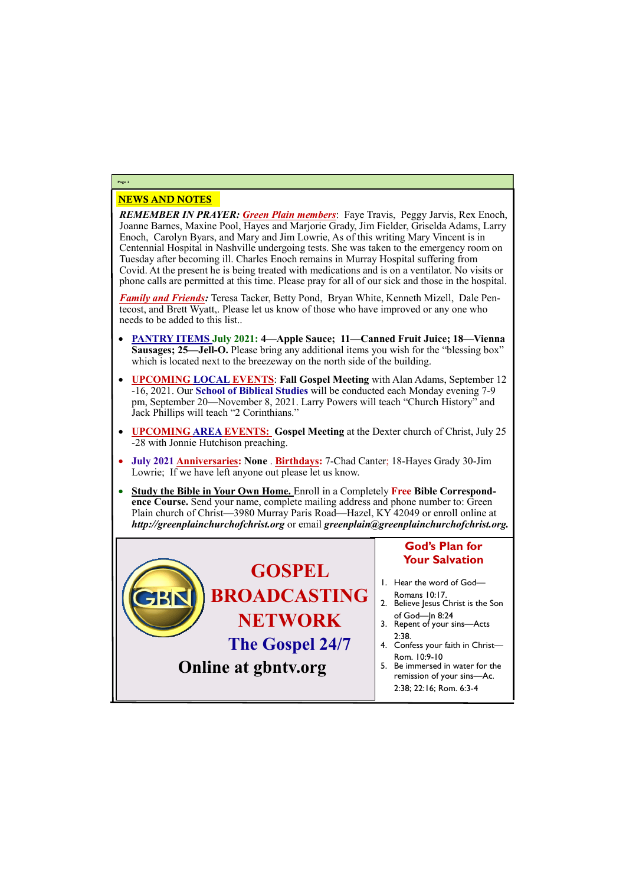## NEWS AND NOTES

***REMEMBER IN PRAYER:*** ***Green Plain members***: Faye Travis, Peggy Jarvis, Rex Enoch, Joanne Barnes, Maxine Pool, Hayes and Marjorie Grady, Jim Fielder, Griselda Adams, Larry Enoch, Carolyn Byars, and Mary and Jim Lowrie, As of this writing Mary Vincent is in Centennial Hospital in Nashville undergoing tests. She was taken to the emergency room on Tuesday after becoming ill. Charles Enoch remains in Murray Hospital suffering from Covid. At the present he is being treated with medications and is on a ventilator. No visits or phone calls are permitted at this time. Please pray for all of our sick and those in the hospital.

***Family and Friends:*** Teresa Tacker, Betty Pond, Bryan White, Kenneth Mizell, Dale Pentecost, and Brett Wyatt,. Please let us know of those who have improved or any one who needs to be added to this list..

- **PANTRY ITEMS July 2021: 4—Apple Sauce; 11—Canned Fruit Juice; 18—Vienna Sausages; 25—Jell-O.** Please bring any additional items you wish for the "blessing box" which is located next to the breezeway on the north side of the building.
- **UPCOMING LOCAL EVENTS**: **Fall Gospel Meeting** with Alan Adams, September 12-16, 2021. Our **School of Biblical Studies** will be conducted each Monday evening 7-9 pm, September 20—November 8, 2021. Larry Powers will teach "Church History" and Jack Phillips will teach "2 Corinthians."
- **UPCOMING AREA EVENTS: Gospel Meeting** at the Dexter church of Christ, July 25-28 with Jonnie Hutchison preaching.
- **July 2021 Anniversaries: None** . **Birthdays:** 7-Chad Canter; 18-Hayes Grady 30-Jim Lowrie; If we have left anyone out please let us know.
- **Study the Bible in Your Own Home.** Enroll in a Completely **Free Bible Correspondence Course.** Send your name, complete mailing address and phone number to: Green Plain church of Christ—3980 Murray Paris Road—Hazel, KY 42049 or enroll online at ***http://greenplainchurchofchrist.org*** or email ***greenplain@greenplainchurchofchrist.org.***

## GOSPEL BROADCASTING NETWORK

### The Gospel 24/7

**Online at gbntv.org**

## God's Plan for Your Salvation

1. Hear the word of God—Romans 10:17.
2. Believe Jesus Christ is the Son of God—Jn 8:24
3. Repent of your sins—Acts 2:38.
4. Confess your faith in Christ—Rom. 10:9-10
5. Be immersed in water for the remission of your sins—Ac. 2:38; 22:16; Rom. 6:3-4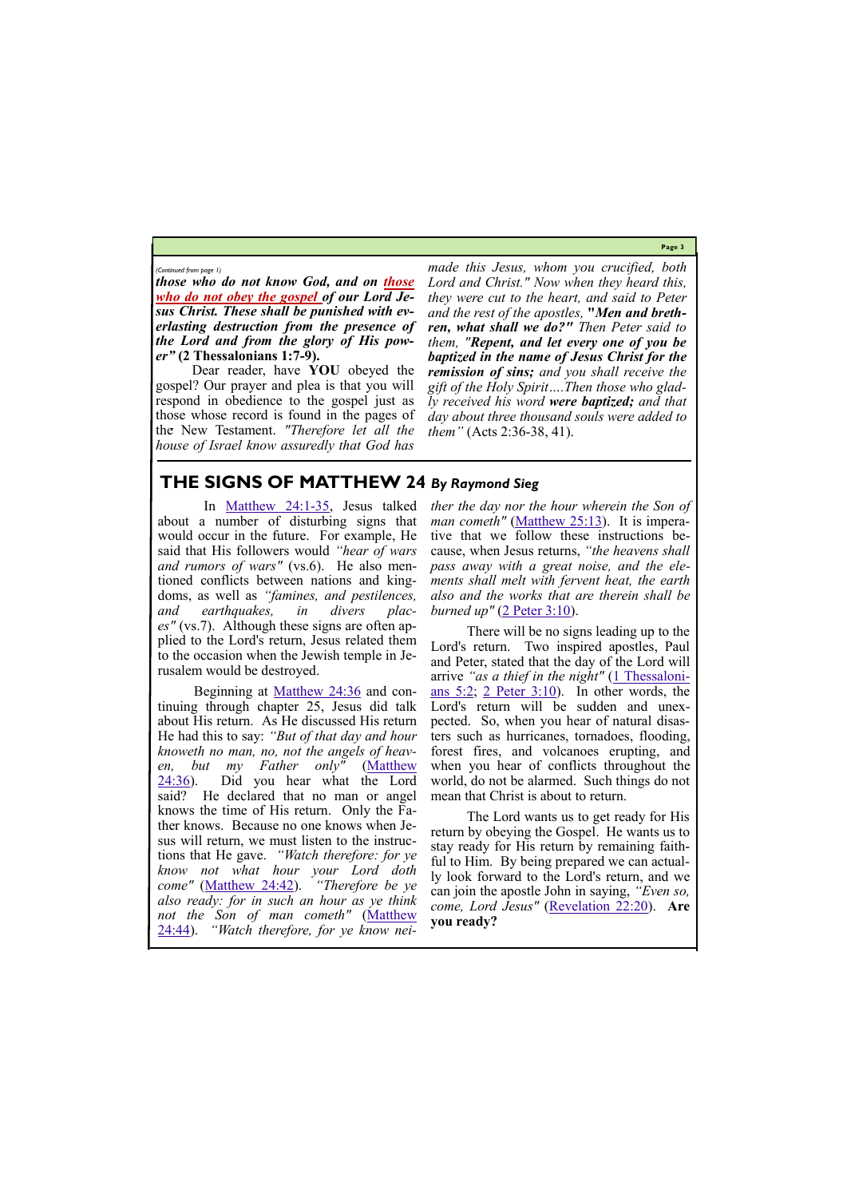*(Continued from page 1)*

***those who do not know God, and on those who do not obey the gospel of our Lord Jesus Christ. These shall be punished with everlasting destruction from the presence of the Lord and from the glory of His power"* (2 Thessalonians 1:7-9).**

Dear reader, have **YOU** obeyed the gospel? Our prayer and plea is that you will respond in obedience to the gospel just as those whose record is found in the pages of the New Testament. *"Therefore let all the house of Israel know assuredly that God has made this Jesus, whom you crucified, both Lord and Christ." Now when they heard this, they were cut to the heart, and said to Peter and the rest of the apostles,* ***"Men and brethren, what shall we do?"*** *Then Peter said to them,* ***"Repent, and let every one of you be baptized in the name of Jesus Christ for the remission of sins;*** *and you shall receive the gift of the Holy Spirit….Then those who gladly received his word* ***were baptized;*** *and that day about three thousand souls were added to them"* (Acts 2:36-38, 41).

## THE SIGNS OF MATTHEW 24 *By Raymond Sieg*

In Matthew 24:1-35, Jesus talked about a number of disturbing signs that would occur in the future. For example, He said that His followers would *"hear of wars and rumors of wars"* (vs.6). He also mentioned conflicts between nations and kingdoms, as well as *"famines, and pestilences, and earthquakes, in divers places"* (vs.7). Although these signs are often applied to the Lord's return, Jesus related them to the occasion when the Jewish temple in Jerusalem would be destroyed.

Beginning at Matthew 24:36 and continuing through chapter 25, Jesus did talk about His return. As He discussed His return He had this to say: *"But of that day and hour knoweth no man, no, not the angels of heaven, but my Father only"* (Matthew 24:36). Did you hear what the Lord said? He declared that no man or angel knows the time of His return. Only the Father knows. Because no one knows when Jesus will return, we must listen to the instructions that He gave. *"Watch therefore: for ye know not what hour your Lord doth come"* (Matthew 24:42). *"Therefore be ye also ready: for in such an hour as ye think not the Son of man cometh"* (Matthew 24:44). *"Watch therefore, for ye know neither the day nor the hour wherein the Son of man cometh"* (Matthew 25:13). It is imperative that we follow these instructions because, when Jesus returns, *"the heavens shall pass away with a great noise, and the elements shall melt with fervent heat, the earth also and the works that are therein shall be burned up"* (2 Peter 3:10).

There will be no signs leading up to the Lord's return. Two inspired apostles, Paul and Peter, stated that the day of the Lord will arrive *"as a thief in the night"* (1 Thessalonians 5:2; 2 Peter 3:10). In other words, the Lord's return will be sudden and unexpected. So, when you hear of natural disasters such as hurricanes, tornadoes, flooding, forest fires, and volcanoes erupting, and when you hear of conflicts throughout the world, do not be alarmed. Such things do not mean that Christ is about to return.

The Lord wants us to get ready for His return by obeying the Gospel. He wants us to stay ready for His return by remaining faithful to Him. By being prepared we can actually look forward to the Lord's return, and we can join the apostle John in saying, *"Even so, come, Lord Jesus"* (Revelation 22:20). **Are you ready?**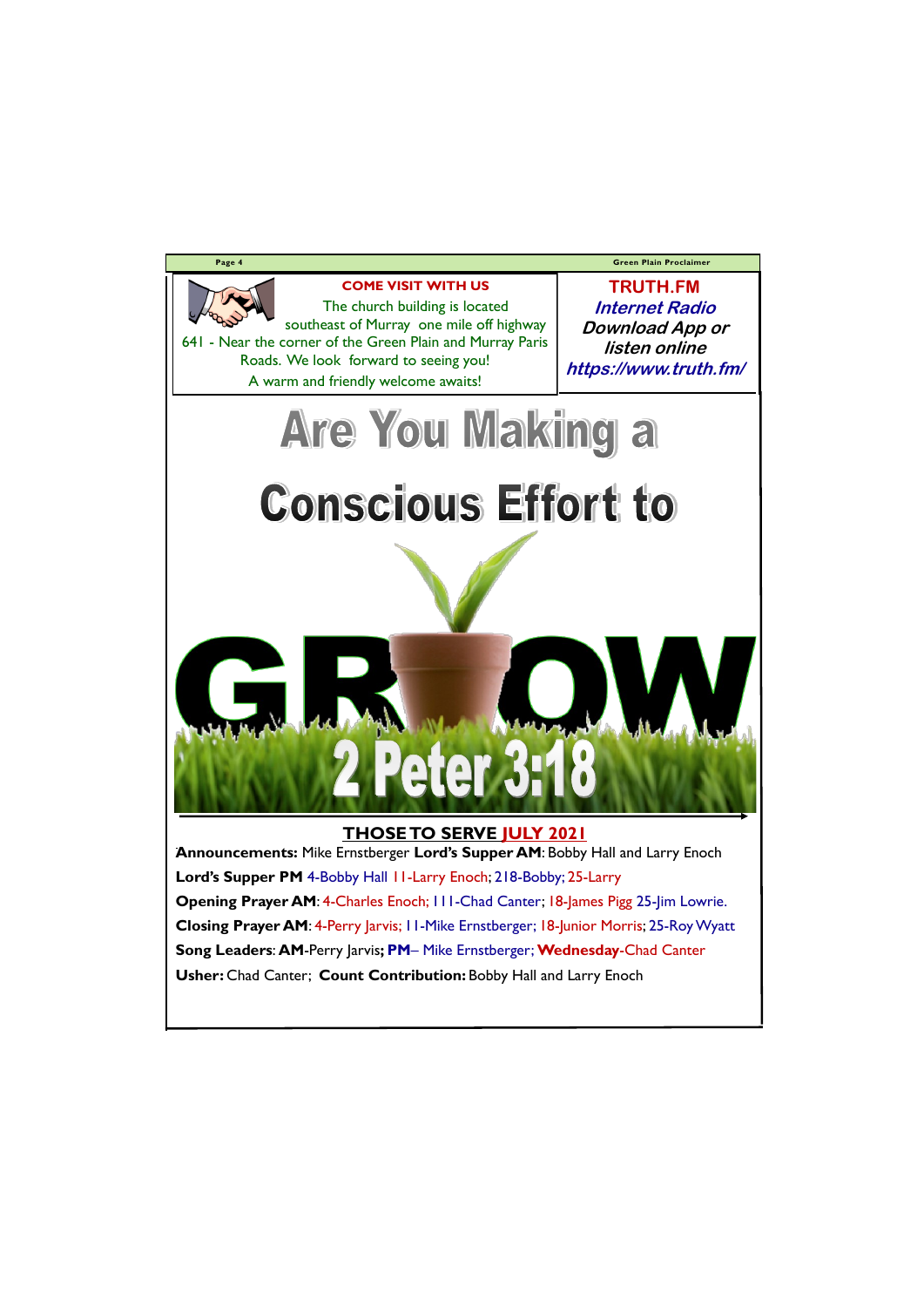**COME VISIT WITH US**

The church building is located southeast of Murray one mile off highway 641 - Near the corner of the Green Plain and Murray Paris Roads. We look forward to seeing you!

A warm and friendly welcome awaits!

**TRUTH.FM**

***Internet Radio***

***Download App or listen online***

***https://www.truth.fm/***

# Are You Making a Conscious Effort to GROW

## 2 Peter 3:18

## THOSE TO SERVE JULY 2021

**Announcements:** Mike Ernstberger **Lord's Supper AM**: Bobby Hall and Larry Enoch

**Lord's Supper PM** 4-Bobby Hall 11-Larry Enoch; 218-Bobby; 25-Larry

**Opening Prayer AM**: 4-Charles Enoch; 111-Chad Canter; 18-James Pigg 25-Jim Lowrie.

**Closing Prayer AM**: 4-Perry Jarvis; 11-Mike Ernstberger; 18-Junior Morris; 25-Roy Wyatt

**Song Leaders**: **AM**-Perry Jarvis; **PM**– Mike Ernstberger; **Wednesday**-Chad Canter

**Usher:** Chad Canter; **Count Contribution:** Bobby Hall and Larry Enoch